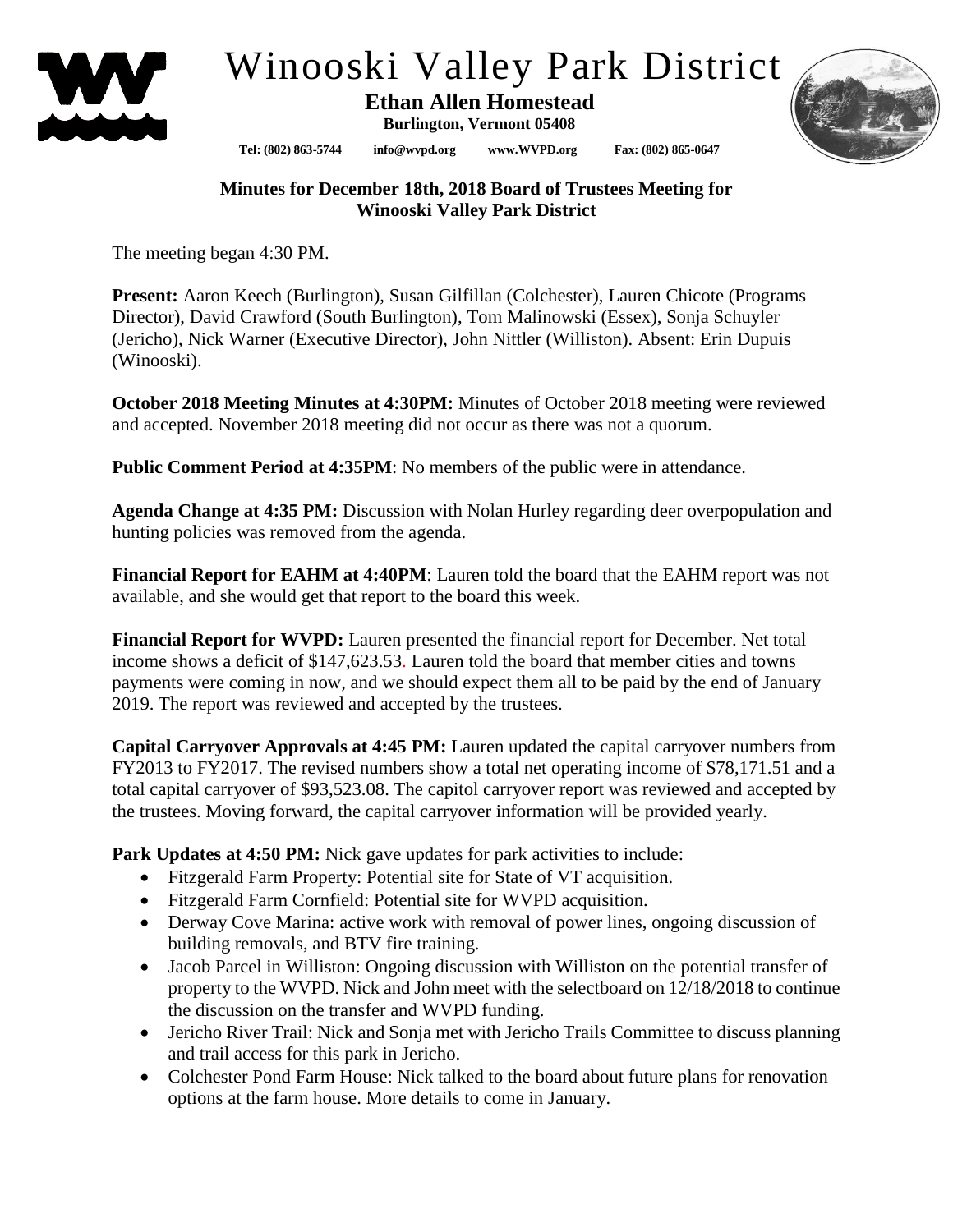# Winooski Valley Park District

**Ethan Allen Homestead**
**Burlington, Vermont 05408**

**Tel: (802) 863-5744  info@wvpd.org  www.WVPD.org  Fax: (802) 865-0647**

**Minutes for December 18th, 2018 Board of Trustees Meeting for Winooski Valley Park District**

The meeting began 4:30 PM.

**Present:** Aaron Keech (Burlington), Susan Gilfillan (Colchester), Lauren Chicote (Programs Director), David Crawford (South Burlington), Tom Malinowski (Essex), Sonja Schuyler (Jericho), Nick Warner (Executive Director), John Nittler (Williston). Absent: Erin Dupuis (Winooski).

**October 2018 Meeting Minutes at 4:30PM:** Minutes of October 2018 meeting were reviewed and accepted. November 2018 meeting did not occur as there was not a quorum.

**Public Comment Period at 4:35PM**: No members of the public were in attendance.

**Agenda Change at 4:35 PM:** Discussion with Nolan Hurley regarding deer overpopulation and hunting policies was removed from the agenda.

**Financial Report for EAHM at 4:40PM**: Lauren told the board that the EAHM report was not available, and she would get that report to the board this week.

**Financial Report for WVPD:** Lauren presented the financial report for December. Net total income shows a deficit of $147,623.53. Lauren told the board that member cities and towns payments were coming in now, and we should expect them all to be paid by the end of January 2019. The report was reviewed and accepted by the trustees.

**Capital Carryover Approvals at 4:45 PM:** Lauren updated the capital carryover numbers from FY2013 to FY2017. The revised numbers show a total net operating income of $78,171.51 and a total capital carryover of $93,523.08. The capitol carryover report was reviewed and accepted by the trustees. Moving forward, the capital carryover information will be provided yearly.

**Park Updates at 4:50 PM:** Nick gave updates for park activities to include:

- Fitzgerald Farm Property: Potential site for State of VT acquisition.
- Fitzgerald Farm Cornfield: Potential site for WVPD acquisition.
- Derway Cove Marina: active work with removal of power lines, ongoing discussion of building removals, and BTV fire training.
- Jacob Parcel in Williston: Ongoing discussion with Williston on the potential transfer of property to the WVPD. Nick and John meet with the selectboard on 12/18/2018 to continue the discussion on the transfer and WVPD funding.
- Jericho River Trail: Nick and Sonja met with Jericho Trails Committee to discuss planning and trail access for this park in Jericho.
- Colchester Pond Farm House: Nick talked to the board about future plans for renovation options at the farm house. More details to come in January.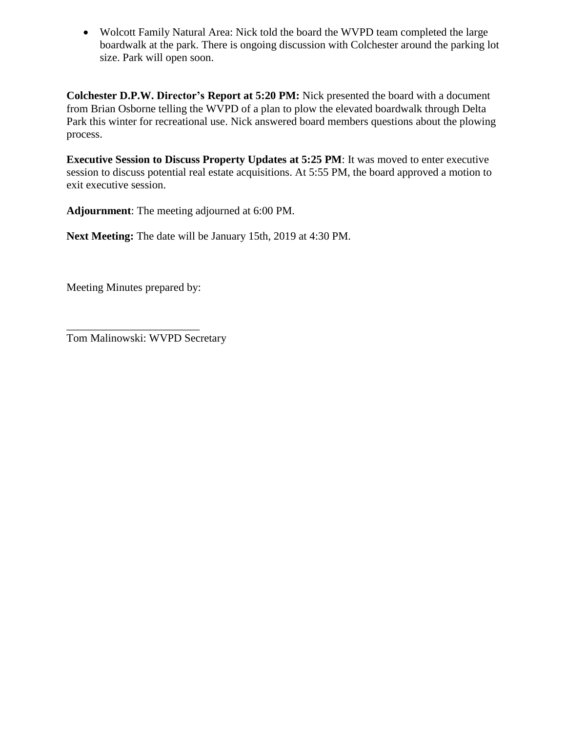- Wolcott Family Natural Area: Nick told the board the WVPD team completed the large boardwalk at the park. There is ongoing discussion with Colchester around the parking lot size. Park will open soon.

**Colchester D.P.W. Director's Report at 5:20 PM:** Nick presented the board with a document from Brian Osborne telling the WVPD of a plan to plow the elevated boardwalk through Delta Park this winter for recreational use. Nick answered board members questions about the plowing process.

**Executive Session to Discuss Property Updates at 5:25 PM**: It was moved to enter executive session to discuss potential real estate acquisitions. At 5:55 PM, the board approved a motion to exit executive session.

**Adjournment**: The meeting adjourned at 6:00 PM.

**Next Meeting:** The date will be January 15th, 2019 at 4:30 PM.

Meeting Minutes prepared by:

________________________
Tom Malinowski: WVPD Secretary